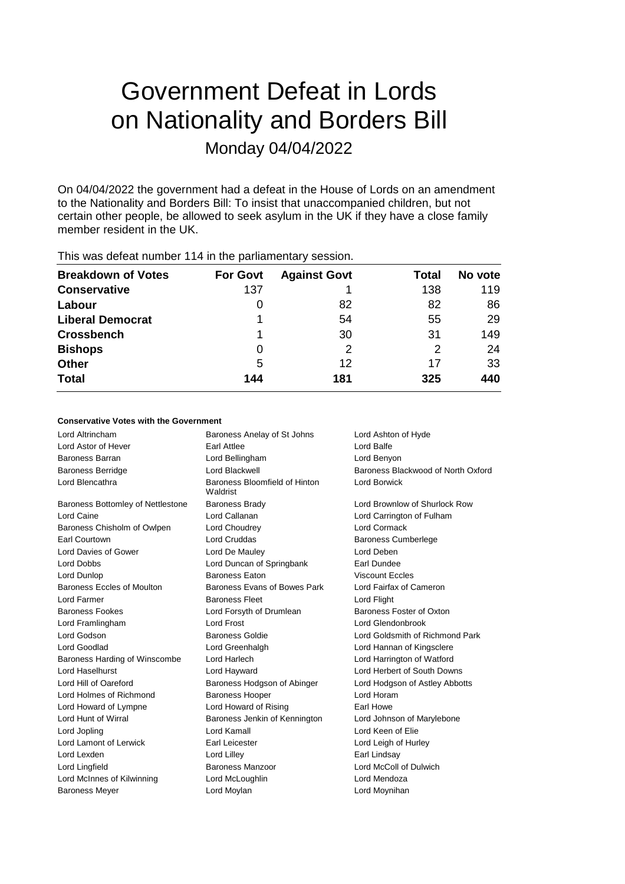# Government Defeat in Lords on Nationality and Borders Bill

Monday 04/04/2022

On 04/04/2022 the government had a defeat in the House of Lords on an amendment to the Nationality and Borders Bill: To insist that unaccompanied children, but not certain other people, be allowed to seek asylum in the UK if they have a close family member resident in the UK.

This was defeat number 114 in the parliamentary session.

| Breakdown of Votes | For Govt | Against Govt | Total | No vote |
|---|---|---|---|---|
| **Conservative** | 137 | 1 | 138 | 119 |
| **Labour** | 0 | 82 | 82 | 86 |
| **Liberal Democrat** | 1 | 54 | 55 | 29 |
| **Crossbench** | 1 | 30 | 31 | 149 |
| **Bishops** | 0 | 2 | 2 | 24 |
| **Other** | 5 | 12 | 17 | 33 |
| **Total** | **144** | **181** | **325** | **440** |

#### Conservative Votes with the Government

| | | |
|---|---|---|
| Lord Altrincham | Baroness Anelay of St Johns | Lord Ashton of Hyde |
| Lord Astor of Hever | Earl Attlee | Lord Balfe |
| Baroness Barran | Lord Bellingham | Lord Benyon |
| Baroness Berridge | Lord Blackwell | Baroness Blackwood of North Oxford |
| Lord Blencathra | Baroness Bloomfield of Hinton Waldrist | Lord Borwick |
| Baroness Bottomley of Nettlestone | Baroness Brady | Lord Brownlow of Shurlock Row |
| Lord Caine | Lord Callanan | Lord Carrington of Fulham |
| Baroness Chisholm of Owlpen | Lord Choudrey | Lord Cormack |
| Earl Courtown | Lord Cruddas | Baroness Cumberlege |
| Lord Davies of Gower | Lord De Mauley | Lord Deben |
| Lord Dobbs | Lord Duncan of Springbank | Earl Dundee |
| Lord Dunlop | Baroness Eaton | Viscount Eccles |
| Baroness Eccles of Moulton | Baroness Evans of Bowes Park | Lord Fairfax of Cameron |
| Lord Farmer | Baroness Fleet | Lord Flight |
| Baroness Fookes | Lord Forsyth of Drumlean | Baroness Foster of Oxton |
| Lord Framlingham | Lord Frost | Lord Glendonbrook |
| Lord Godson | Baroness Goldie | Lord Goldsmith of Richmond Park |
| Lord Goodlad | Lord Greenhalgh | Lord Hannan of Kingsclere |
| Baroness Harding of Winscombe | Lord Harlech | Lord Harrington of Watford |
| Lord Haselhurst | Lord Hayward | Lord Herbert of South Downs |
| Lord Hill of Oareford | Baroness Hodgson of Abinger | Lord Hodgson of Astley Abbotts |
| Lord Holmes of Richmond | Baroness Hooper | Lord Horam |
| Lord Howard of Lympne | Lord Howard of Rising | Earl Howe |
| Lord Hunt of Wirral | Baroness Jenkin of Kennington | Lord Johnson of Marylebone |
| Lord Jopling | Lord Kamall | Lord Keen of Elie |
| Lord Lamont of Lerwick | Earl Leicester | Lord Leigh of Hurley |
| Lord Lexden | Lord Lilley | Earl Lindsay |
| Lord Lingfield | Baroness Manzoor | Lord McColl of Dulwich |
| Lord McInnes of Kilwinning | Lord McLoughlin | Lord Mendoza |
| Baroness Meyer | Lord Moylan | Lord Moynihan |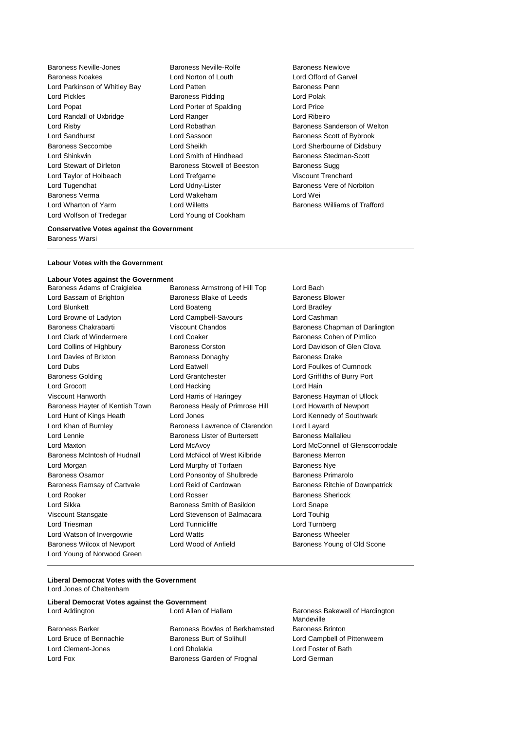Baroness Neville-Jones, Baroness Neville-Rolfe, Baroness Newlove
Baroness Noakes, Lord Norton of Louth, Lord Offord of Garvel
Lord Parkinson of Whitley Bay, Lord Patten, Baroness Penn
Lord Pickles, Baroness Pidding, Lord Polak
Lord Popat, Lord Porter of Spalding, Lord Price
Lord Randall of Uxbridge, Lord Ranger, Lord Ribeiro
Lord Risby, Lord Robathan, Baroness Sanderson of Welton
Lord Sandhurst, Lord Sassoon, Baroness Scott of Bybrook
Baroness Seccombe, Lord Sheikh, Lord Sherbourne of Didsbury
Lord Shinkwin, Lord Smith of Hindhead, Baroness Stedman-Scott
Lord Stewart of Dirleton, Baroness Stowell of Beeston, Baroness Sugg
Lord Taylor of Holbeach, Lord Trefgarne, Viscount Trenchard
Lord Tugendhat, Lord Udny-Lister, Baroness Vere of Norbiton
Baroness Verma, Lord Wakeham, Lord Wei
Lord Wharton of Yarm, Lord Willetts, Baroness Williams of Trafford
Lord Wolfson of Tredegar, Lord Young of Cookham

**Conservative Votes against the Government**

Baroness Warsi

---

**Labour Votes with the Government**

**Labour Votes against the Government**

Baroness Adams of Craigielea, Baroness Armstrong of Hill Top, Lord Bach
Lord Bassam of Brighton, Baroness Blake of Leeds, Baroness Blower
Lord Blunkett, Lord Boateng, Lord Bradley
Lord Browne of Ladyton, Lord Campbell-Savours, Lord Cashman
Baroness Chakrabarti, Viscount Chandos, Baroness Chapman of Darlington
Lord Clark of Windermere, Lord Coaker, Baroness Cohen of Pimlico
Lord Collins of Highbury, Baroness Corston, Lord Davidson of Glen Clova
Lord Davies of Brixton, Baroness Donaghy, Baroness Drake
Lord Dubs, Lord Eatwell, Lord Foulkes of Cumnock
Baroness Golding, Lord Grantchester, Lord Griffiths of Burry Port
Lord Grocott, Lord Hacking, Lord Hain
Viscount Hanworth, Lord Harris of Haringey, Baroness Hayman of Ullock
Baroness Hayter of Kentish Town, Baroness Healy of Primrose Hill, Lord Howarth of Newport
Lord Hunt of Kings Heath, Lord Jones, Lord Kennedy of Southwark
Lord Khan of Burnley, Baroness Lawrence of Clarendon, Lord Layard
Lord Lennie, Baroness Lister of Burtersett, Baroness Mallalieu
Lord Maxton, Lord McAvoy, Lord McConnell of Glenscorrodale
Baroness McIntosh of Hudnall, Lord McNicol of West Kilbride, Baroness Merron
Lord Morgan, Lord Murphy of Torfaen, Baroness Nye
Baroness Osamor, Lord Ponsonby of Shulbrede, Baroness Primarolo
Baroness Ramsay of Cartvale, Lord Reid of Cardowan, Baroness Ritchie of Downpatrick
Lord Rooker, Lord Rosser, Baroness Sherlock
Lord Sikka, Baroness Smith of Basildon, Lord Snape
Viscount Stansgate, Lord Stevenson of Balmacara, Lord Touhig
Lord Triesman, Lord Tunnicliffe, Lord Turnberg
Lord Watson of Invergowrie, Lord Watts, Baroness Wheeler
Baroness Wilcox of Newport, Lord Wood of Anfield, Baroness Young of Old Scone
Lord Young of Norwood Green

---

**Liberal Democrat Votes with the Government**

Lord Jones of Cheltenham

**Liberal Democrat Votes against the Government**

Lord Addington, Lord Allan of Hallam, Baroness Bakewell of Hardington Mandeville
Baroness Barker, Baroness Bowles of Berkhamsted, Baroness Brinton
Lord Bruce of Bennachie, Baroness Burt of Solihull, Lord Campbell of Pittenweem
Lord Clement-Jones, Lord Dholakia, Lord Foster of Bath
Lord Fox, Baroness Garden of Frognal, Lord German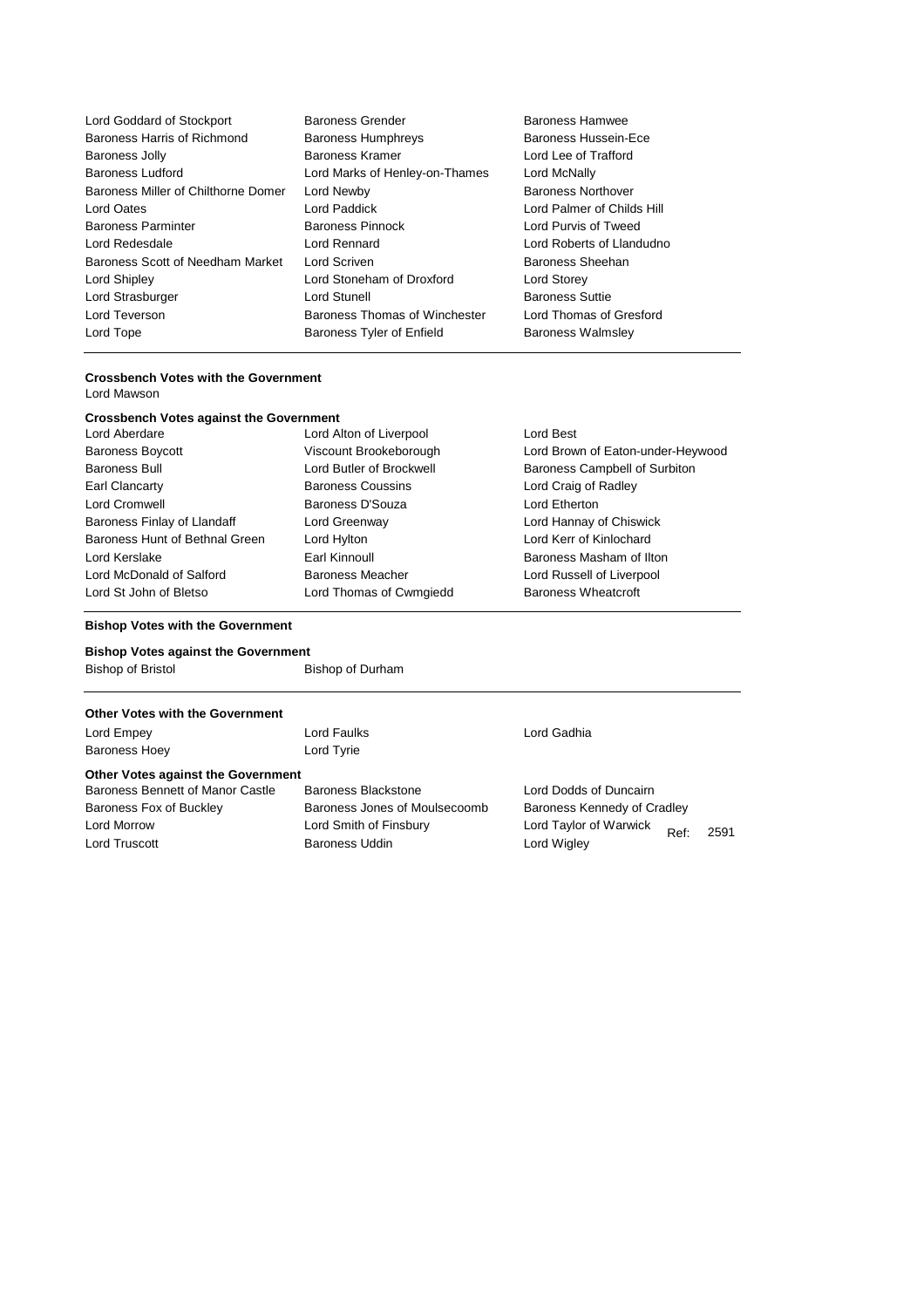| | | |
|---|---|---|
| Lord Goddard of Stockport | Baroness Grender | Baroness Hamwee |
| Baroness Harris of Richmond | Baroness Humphreys | Baroness Hussein-Ece |
| Baroness Jolly | Baroness Kramer | Lord Lee of Trafford |
| Baroness Ludford | Lord Marks of Henley-on-Thames | Lord McNally |
| Baroness Miller of Chilthorne Domer | Lord Newby | Baroness Northover |
| Lord Oates | Lord Paddick | Lord Palmer of Childs Hill |
| Baroness Parminter | Baroness Pinnock | Lord Purvis of Tweed |
| Lord Redesdale | Lord Rennard | Lord Roberts of Llandudno |
| Baroness Scott of Needham Market | Lord Scriven | Baroness Sheehan |
| Lord Shipley | Lord Stoneham of Droxford | Lord Storey |
| Lord Strasburger | Lord Stunell | Baroness Suttie |
| Lord Teverson | Baroness Thomas of Winchester | Lord Thomas of Gresford |
| Lord Tope | Baroness Tyler of Enfield | Baroness Walmsley |

**Crossbench Votes with the Government**

Lord Mawson

**Crossbench Votes against the Government**

| | | |
|---|---|---|
| Lord Aberdare | Lord Alton of Liverpool | Lord Best |
| Baroness Boycott | Viscount Brookeborough | Lord Brown of Eaton-under-Heywood |
| Baroness Bull | Lord Butler of Brockwell | Baroness Campbell of Surbiton |
| Earl Clancarty | Baroness Coussins | Lord Craig of Radley |
| Lord Cromwell | Baroness D'Souza | Lord Etherton |
| Baroness Finlay of Llandaff | Lord Greenway | Lord Hannay of Chiswick |
| Baroness Hunt of Bethnal Green | Lord Hylton | Lord Kerr of Kinlochard |
| Lord Kerslake | Earl Kinnoull | Baroness Masham of Ilton |
| Lord McDonald of Salford | Baroness Meacher | Lord Russell of Liverpool |
| Lord St John of Bletso | Lord Thomas of Cwmgiedd | Baroness Wheatcroft |

**Bishop Votes with the Government**

**Bishop Votes against the Government**

| | |
|---|---|
| Bishop of Bristol | Bishop of Durham |

**Other Votes with the Government**

| | | |
|---|---|---|
| Lord Empey | Lord Faulks | Lord Gadhia |
| Baroness Hoey | Lord Tyrie | |

**Other Votes against the Government**

| | | |
|---|---|---|
| Baroness Bennett of Manor Castle | Baroness Blackstone | Lord Dodds of Duncairn |
| Baroness Fox of Buckley | Baroness Jones of Moulsecoomb | Baroness Kennedy of Cradley |
| Lord Morrow | Lord Smith of Finsbury | Lord Taylor of Warwick |
| Lord Truscott | Baroness Uddin | Lord Wigley |

Ref: 2591